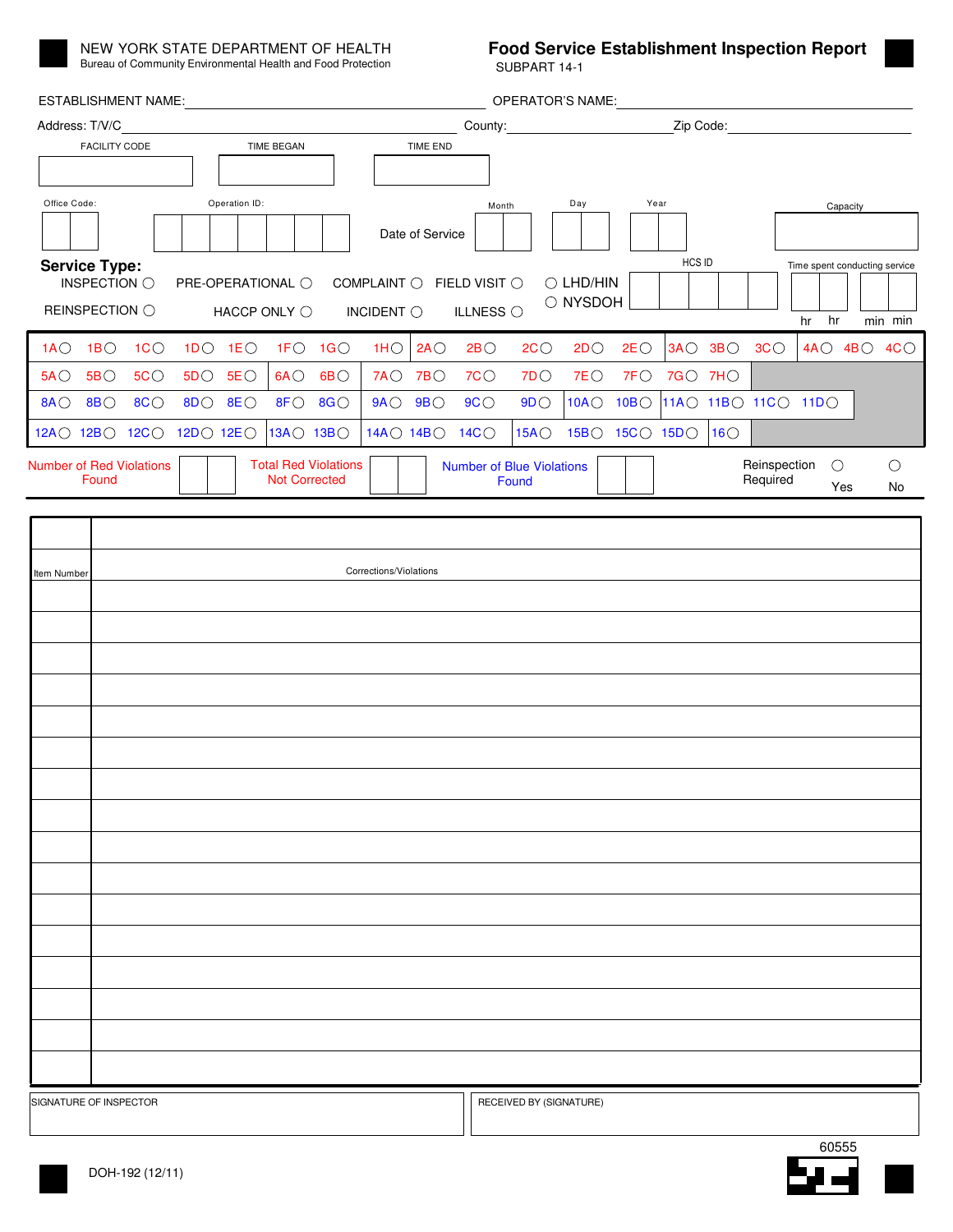NEW YORK STATE DEPARTMENT OF HEALTH
Bureau of Community Environmental Health and Food Protection

# Food Service Establishment Inspection Report

SUBPART 14-1

ESTABLISHMENT NAME: ______________________ OPERATOR'S NAME: ______________________

Address: T/V/C ______________________ County: ______________ Zip Code: ______________

| FACILITY CODE | TIME BEGAN | TIME END |
|---|---|---|
| | | |

Office Code: | | | Operation ID: | | | | | | | Date of Service Month | | Day | | Year | | Capacity

## Service Type:

- INSPECTION ○
- PRE-OPERATIONAL ○
- COMPLAINT ○
- FIELD VISIT ○
- REINSPECTION ○
- HACCP ONLY ○
- INCIDENT ○
- ILLNESS ○

○ LHD/HIN ○ NYSDOH

HCS ID

Time spent conducting service: hr hr min min

| | | | | | | | | | | | | | | | | | |
|---|---|---|---|---|---|---|---|---|---|---|---|---|---|---|---|---|---|
| 1A○ | 1B○ | 1C○ | 1D○ | 1E○ | 1F○ | 1G○ | 1H○ | 2A○ | 2B○ | 2C○ | 2D○ | 2E○ | 3A○ | 3B○ | 3C○ | 4A○ | 4B○ 4C○ |
| 5A○ | 5B○ | 5C○ | 5D○ | 5E○ | 6A○ | 6B○ | 7A○ | 7B○ | 7C○ | 7D○ | 7E○ | 7F○ | 7G○ | 7H○ | | | |
| 8A○ | 8B○ | 8C○ | 8D○ | 8E○ | 8F○ | 8G○ | 9A○ | 9B○ | 9C○ | 9D○ | 10A○ | 10B○ | 11A○ | 11B○ | 11C○ | 11D○ | |
| 12A○ | 12B○ | 12C○ | 12D○ | 12E○ | 13A○ | 13B○ | 14A○ | 14B○ | 14C○ | 15A○ | 15B○ | 15C○ | 15D○ | 16○ | | | |

Number of Red Violations Found | | |

Total Red Violations Not Corrected | | |

Number of Blue Violations Found | | |

Reinspection Required ○ Yes ○ No

| Item Number | Corrections/Violations |
|---|---|
| | |
| | |
| | |
| | |
| | |
| | |
| | |
| | |
| | |
| | |
| | |
| | |
| | |
| | |
| | |
| | |
| | |

| SIGNATURE OF INSPECTOR | RECEIVED BY (SIGNATURE) |
|---|---|
| | |

60555

DOH-192 (12/11)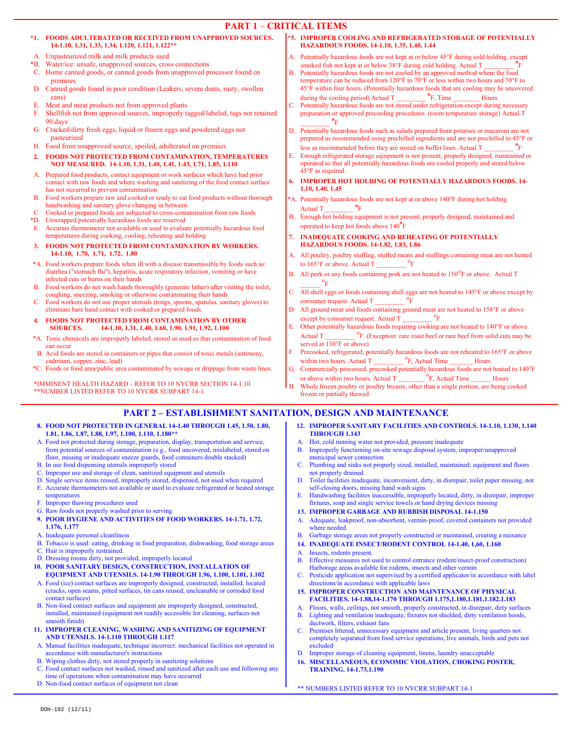# PART 1 – CRITICAL ITEMS

**\*1. FOODS ADULTERATED OR RECEIVED FROM UNAPPROVED SOURCES. 14-1.10, 1.31, 1.33, 1.34, 1.120, 1.121, 1.122\*\***

- A. Unpasteurized milk and milk products used
- \*B. Water/ice: unsafe, unapproved sources, cross connections
- C. Home canned goods, or canned goods from unapproved processor found on premises
- D. Canned goods found in poor condition (Leakers, severe dents, rusty, swollen cans)
- E. Meat and meat products not from approved plants
- F. Shellfish not from approved sources, improperly tagged/labeled, tags not retained 90 days
- G. Cracked/dirty fresh eggs, liquid or frozen eggs and powdered eggs not pasteurized
- H. Food from unapproved source, spoiled, adulterated on premises

**2. FOODS NOT PROTECTED FROM CONTAMINATION, TEMPERATURES NOT MEASURED. 14-1.10, 1.31, 1.40, 1.41, 1.43, 1.71, 1.85, 1.110**

- A. Prepared food products, contact equipment or work surfaces which have had prior contact with raw foods and where washing and sanitizing of the food contact surface has not occurred to prevent contamination
- B. Food workers prepare raw and cooked or ready to eat food products without thorough handwashing and sanitary glove changing in between
- C. Cooked or prepared foods are subjected to cross-contamination from raw foods
- \*D. Unwrapped/potentially hazardous foods are reserved
- E. Accurate thermometer not available or used to evaluate potentially hazardous food temperatures during cooking, cooling, reheating and holding

**3. FOODS NOT PROTECTED FROM CONTAMINATION BY WORKERS. 14-1.10, 1.70, 1.71, 1.72, 1.80**

- \*A. Food workers prepare foods when ill with a disease transmissible by foods such as: diarrhea ("stomach flu"), hepatitis, acute respiratory infection, vomiting or have infected cuts or burns on their hands
- B. Food workers do not wash hands thoroughly (generate lather) after visiting the toilet, coughing, sneezing, smoking or otherwise contaminating their hands
- C. Food workers do not use proper utensils (tongs, spoons, spatulas, sanitary gloves) to eliminate bare hand contact with cooked or prepared foods

**4. FOODS NOT PROTECTED FROM CONTAMINATION BY OTHER SOURCES. 14-1.10, 1.31, 1.40, 1.60, 1.90, 1.91, 1.92, 1.100**

- \*A. Toxic chemicals are improperly labeled, stored or used so that contamination of food can occur
- B. Acid foods are stored in containers or pipes that consist of toxic metals (antimony, cadmium, copper, zinc, lead)
- \*C. Foods or food area/public area contaminated by sewage or drippage from waste lines.

\*IMMINENT HEALTH HAZARD – REFER TO 10 NYCRR SECTION 14-1.10
\*\*NUMBER LISTED REFER TO 10 NYCRR SUBPART 14-1

**\*5. IMPROPER COOLING AND REFRIGERATED STORAGE OF POTENTIALLY HAZARDOUS FOODS. 14-1.10, 1.35, 1.40, 1.44**

- A. Potentially hazardous foods are not kept at or below 45°F during cold holding, except smoked fish not kept at or below 38°F during cold holding. Actual T _________ °F
- B. Potentially hazardous foods are not cooled by an approved method where the food temperature can be reduced from 120°F to 70°F or less within two hours and 70°F to 45°F within four hours. (Potentially hazardous foods that are cooling may be uncovered during the cooling period) Actual T _________ °F, Time ________ Hours
- C. Potentially hazardous foods are not stored under refrigeration except during necessary preparation or approved precooling procedures. (room temperature storage) Actual T _________ °F
- D. Potentially hazardous foods such as salads prepared from potatoes or macaroni are not prepared as recommended using prechilled ingredients and are not prechilled to 45°F or less as recommended before they are stored on buffet lines. Actual T _________ °F
- E. Enough refrigerated storage equipment is not present, properly designed, maintained or operated so that all potentially hazardous foods are cooled properly and stored below 45°F as required.

**6. IMPROPER HOT HOLDING OF POTENTIALLY HAZARDOUS FOODS. 14-1.10, 1.40, 1.45**

- \*A. Potentially hazardous foods are not kept at or above 140°F during hot holding. Actual T________ °F
- B. Enough hot holding equipment is not present, properly designed, maintained and operated to keep hot foods above 140°F

**7. INADEQUATE COOKING AND REHEATING OF POTENTIALLY HAZARDOUS FOODS. 14-1.82, 1.83, 1.86**

- A. All poultry, poultry stuffing, stuffed meats and stuffings containing meat are not heated to 165°F or above. Actual T _________ °F
- B. All pork or any foods containing pork are not heated to 150°F or above. Actual T ______ °F
- C. All shell eggs or foods containing shell eggs are not heated to 145°F or above except by consumer request. Actual T _________ °F
- D. All ground meat and foods containing ground meat are not heated to 158°F or above except by consumer request. Actual T _________ °F
- E. Other potentially hazardous foods requiring cooking are not heated to 140°F or above. Actual T ________ °F (Exception: rare roast beef or rare beef from solid cuts may be served at 130°F or above)
- F. Precooked, refrigerated, potentially hazardous foods are not reheated to 165°F or above within two hours. Actual T _________ °F, Actual Time _______ Hours
- G. Commercially processed, precooked potentially hazardous foods are not heated to 140°F or above within two hours. Actual T ________ °F, Actual Time ______ Hours
- H. Whole frozen poultry or poultry breasts, other than a single portion, are being cooked frozen or partially thawed.

# PART 2 – ESTABLISHMENT SANITATION, DESIGN AND MAINTENANCE

**8. FOOD NOT PROTECTED IN GENERAL 14-1.40 THROUGH 1.45, 1.50, 1.80, 1.81, 1.86, 1.87, 1.88, 1.97, 1.100, 1.110, 1.180\*\***

- A. Food not protected during storage, preparation, display, transportation and service, from potential sources of contamination (e.g., food uncovered, mislabeled, stored on floor, missing or inadequate sneeze guards, food containers double stacked)
- B. In use food dispensing utensils improperly stored
- C. Improper use and storage of clean, sanitized equipment and utensils
- D. Single service items reused, improperly stored, dispensed, not used when required
- E. Accurate thermometers not available or used to evaluate refrigerated or heated storage temperatures
- F. Improper thawing procedures used
- G. Raw foods not properly washed prior to serving

**9. POOR HYGIENE AND ACTIVITIES OF FOOD WORKERS. 14-1.71, 1.72, 1.176, 1.177**

- A. Inadequate personal cleanliness
- B. Tobacco is used: eating, drinking in food preparation, dishwashing, food storage areas
- C. Hair is improperly restrained.
- D. Dressing rooms dirty, not provided, improperly located

**10. POOR SANITARY DESIGN, CONSTRUCTION, INSTALLATION OF EQUIPMENT AND UTENSILS. 14-1.90 THROUGH 1.96, 1.100, 1.101, 1.102**

- A. Food (ice) contact surfaces are improperly designed, constructed, installed, located (cracks, open seams, pitted surfaces, tin cans reused, uncleanable or corroded food contact surfaces)
- B. Non-food contact surfaces and equipment are improperly designed, constructed, installed, maintained (equipment not readily accessible for cleaning, surfaces not smooth finish)

**11. IMPROPER CLEANING, WASHING AND SANITIZING OF EQUIPMENT AND UTENSILS. 14-1.110 THROUGH 1.117**

- A. Manual facilities inadequate, technique incorrect: mechanical facilities not operated in accordance with manufacturer's instructions
- B. Wiping clothes dirty, not stored properly in sanitizing solutions
- C. Food contact surfaces not washed, rinsed and sanitized after each use and following any time of operations when contamination may have occurred
- D. Non-food contact surfaces of equipment not clean

**12. IMPROPER SANITARY FACILITIES AND CONTROLS. 14-1.10, 1.130, 1.140 THROUGH 1.143**

- A. Hot, cold running water not provided, pressure inadequate
- B. Improperly functioning on-site sewage disposal system, improper/unapproved municipal sewer connection
- C. Plumbing and sinks not properly sized, installed, maintained: equipment and floors not properly drained
- D. Toilet facilities inadequate, inconvenient, dirty, in disrepair, toilet paper missing, not self-closing doors, missing hand wash signs
- E. Handwashing facilities inaccessible, improperly located, dirty, in disrepair, improper fixtures, soap and single service towels or hand drying devices missing

**13. IMPROPER GARBAGE AND RUBBISH DISPOSAL 14-1.150**

- A. Adequate, leakproof, non-absorbent, vermin-proof, covered containers not provided where needed.
- B. Garbage storage areas not properly constructed or maintained, creating a nuisance

**14. INADEQUATE INSECT/RODENT CONTROL 14-1.40, 1,60, 1.160**

- A. Insects, rodents present.
- B. Effective measures not used to control entrance (rodent/insect-proof construction) Harborage areas available for rodents, insects and other vermin
- C. Pesticide application not supervised by a certified applicator/in accordance with label directions/in accordance with applicable laws

**15. IMPROPER CONSTRUCTION AND MAINTENANCE OF PHYSICAL FACILITIES. 14-1.88,14-1.170 THROUGH 1.175,1.180,1.181,1.182.1.183**

- A. Floors, walls, ceilings, not smooth, properly constructed, in disrepair, dirty surfaces
- B. Lighting and ventilation inadequate, fixtures not shielded, dirty ventilation hoods, ductwork, filters, exhaust fans
- C. Premises littered, unnecessary equipment and article present, living quarters not completely separated from food service operations, live animals, birds and pets not excluded
- D. Improper storage of cleaning equipment, linens, laundry unacceptable

**16. MISCELLANEOUS, ECONOMIC VIOLATION, CHOKING POSTER, TRAINING. 14-1.73,1.190**

\*\* NUMBERS LISTED REFER TO 10 NYCRR SUBPART 14-1

DOH-192 (12/11)